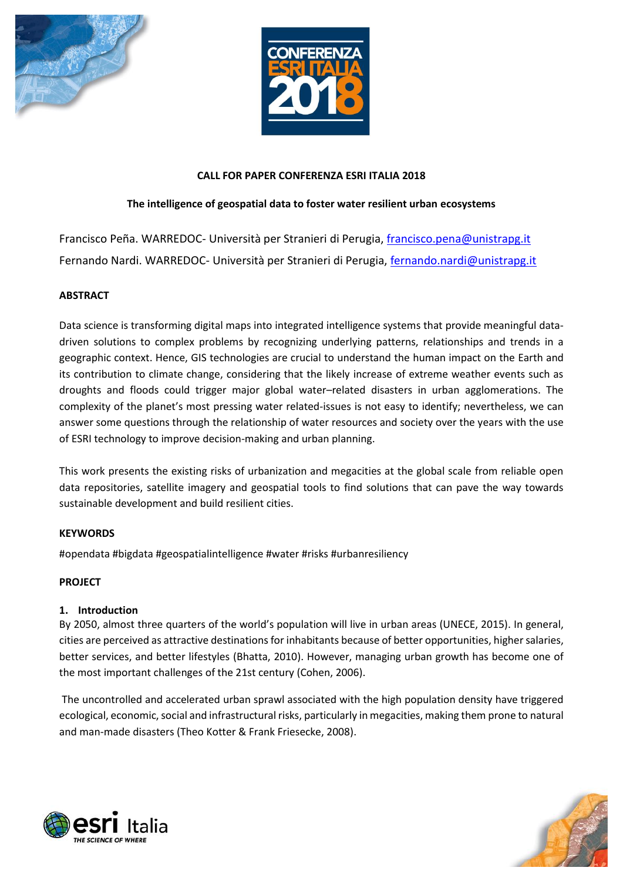**CALL FOR PAPER CONFERENZA ESRI ITALIA 2018**

**The intelligence of geospatial data to foster water resilient urban ecosystems**

Francisco Peña. WARREDOC- Università per Stranieri di Perugia, francisco.pena@unistrapg.it
Fernando Nardi. WARREDOC- Università per Stranieri di Perugia, fernando.nardi@unistrapg.it

**ABSTRACT**

Data science is transforming digital maps into integrated intelligence systems that provide meaningful data-driven solutions to complex problems by recognizing underlying patterns, relationships and trends in a geographic context. Hence, GIS technologies are crucial to understand the human impact on the Earth and its contribution to climate change, considering that the likely increase of extreme weather events such as droughts and floods could trigger major global water–related disasters in urban agglomerations. The complexity of the planet's most pressing water related-issues is not easy to identify; nevertheless, we can answer some questions through the relationship of water resources and society over the years with the use of ESRI technology to improve decision-making and urban planning.

This work presents the existing risks of urbanization and megacities at the global scale from reliable open data repositories, satellite imagery and geospatial tools to find solutions that can pave the way towards sustainable development and build resilient cities.

**KEYWORDS**

#opendata #bigdata #geospatialintelligence #water #risks #urbanresiliency

**PROJECT**

**1. Introduction**

By 2050, almost three quarters of the world's population will live in urban areas (UNECE, 2015). In general, cities are perceived as attractive destinations for inhabitants because of better opportunities, higher salaries, better services, and better lifestyles (Bhatta, 2010). However, managing urban growth has become one of the most important challenges of the 21st century (Cohen, 2006).

The uncontrolled and accelerated urban sprawl associated with the high population density have triggered ecological, economic, social and infrastructural risks, particularly in megacities, making them prone to natural and man-made disasters (Theo Kotter & Frank Friesecke, 2008).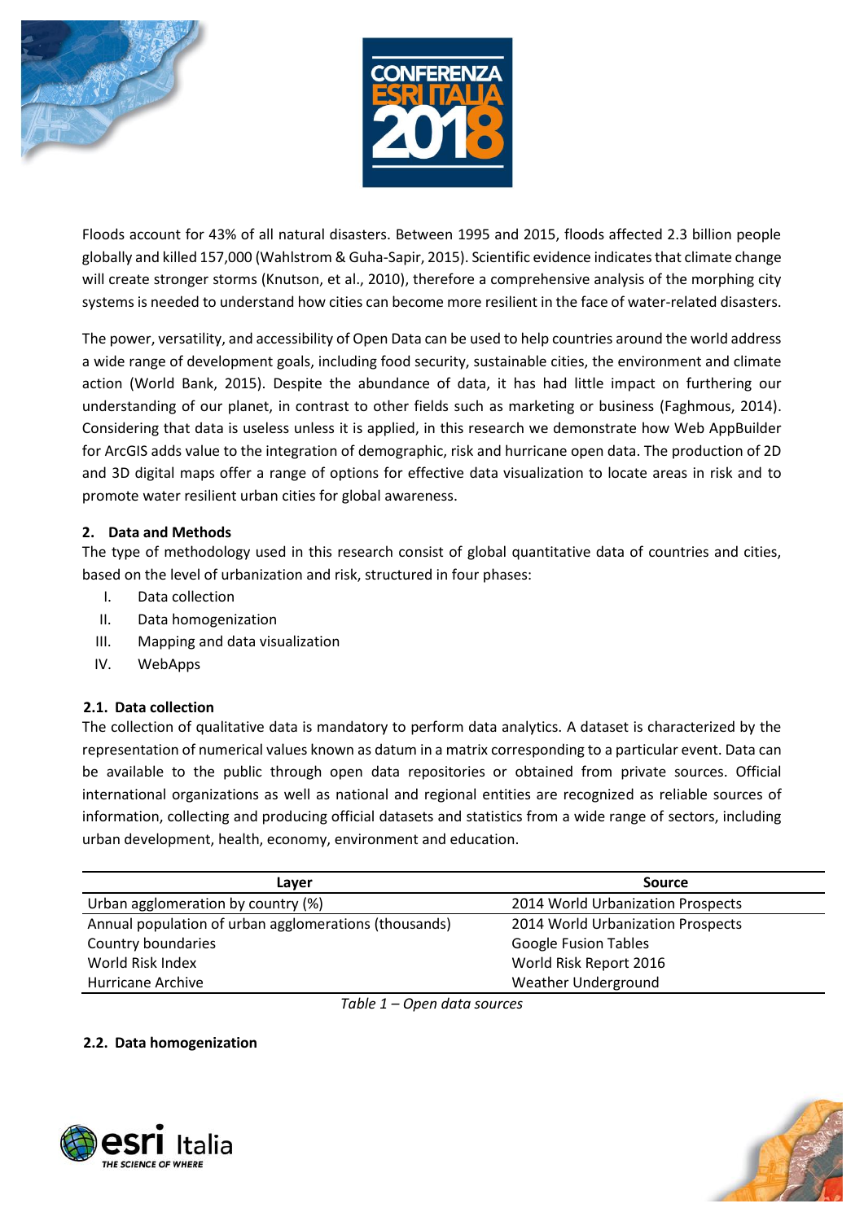Floods account for 43% of all natural disasters. Between 1995 and 2015, floods affected 2.3 billion people globally and killed 157,000 (Wahlstrom & Guha-Sapir, 2015). Scientific evidence indicates that climate change will create stronger storms (Knutson, et al., 2010), therefore a comprehensive analysis of the morphing city systems is needed to understand how cities can become more resilient in the face of water-related disasters.

The power, versatility, and accessibility of Open Data can be used to help countries around the world address a wide range of development goals, including food security, sustainable cities, the environment and climate action (World Bank, 2015). Despite the abundance of data, it has had little impact on furthering our understanding of our planet, in contrast to other fields such as marketing or business (Faghmous, 2014). Considering that data is useless unless it is applied, in this research we demonstrate how Web AppBuilder for ArcGIS adds value to the integration of demographic, risk and hurricane open data. The production of 2D and 3D digital maps offer a range of options for effective data visualization to locate areas in risk and to promote water resilient urban cities for global awareness.

## 2. Data and Methods

The type of methodology used in this research consist of global quantitative data of countries and cities, based on the level of urbanization and risk, structured in four phases:

I. Data collection
II. Data homogenization
III. Mapping and data visualization
IV. WebApps

### 2.1. Data collection

The collection of qualitative data is mandatory to perform data analytics. A dataset is characterized by the representation of numerical values known as datum in a matrix corresponding to a particular event. Data can be available to the public through open data repositories or obtained from private sources. Official international organizations as well as national and regional entities are recognized as reliable sources of information, collecting and producing official datasets and statistics from a wide range of sectors, including urban development, health, economy, environment and education.

| Layer | Source |
|---|---|
| Urban agglomeration by country (%) | 2014 World Urbanization Prospects |
| Annual population of urban agglomerations (thousands) | 2014 World Urbanization Prospects |
| Country boundaries | Google Fusion Tables |
| World Risk Index | World Risk Report 2016 |
| Hurricane Archive | Weather Underground |

*Table 1 – Open data sources*

### 2.2. Data homogenization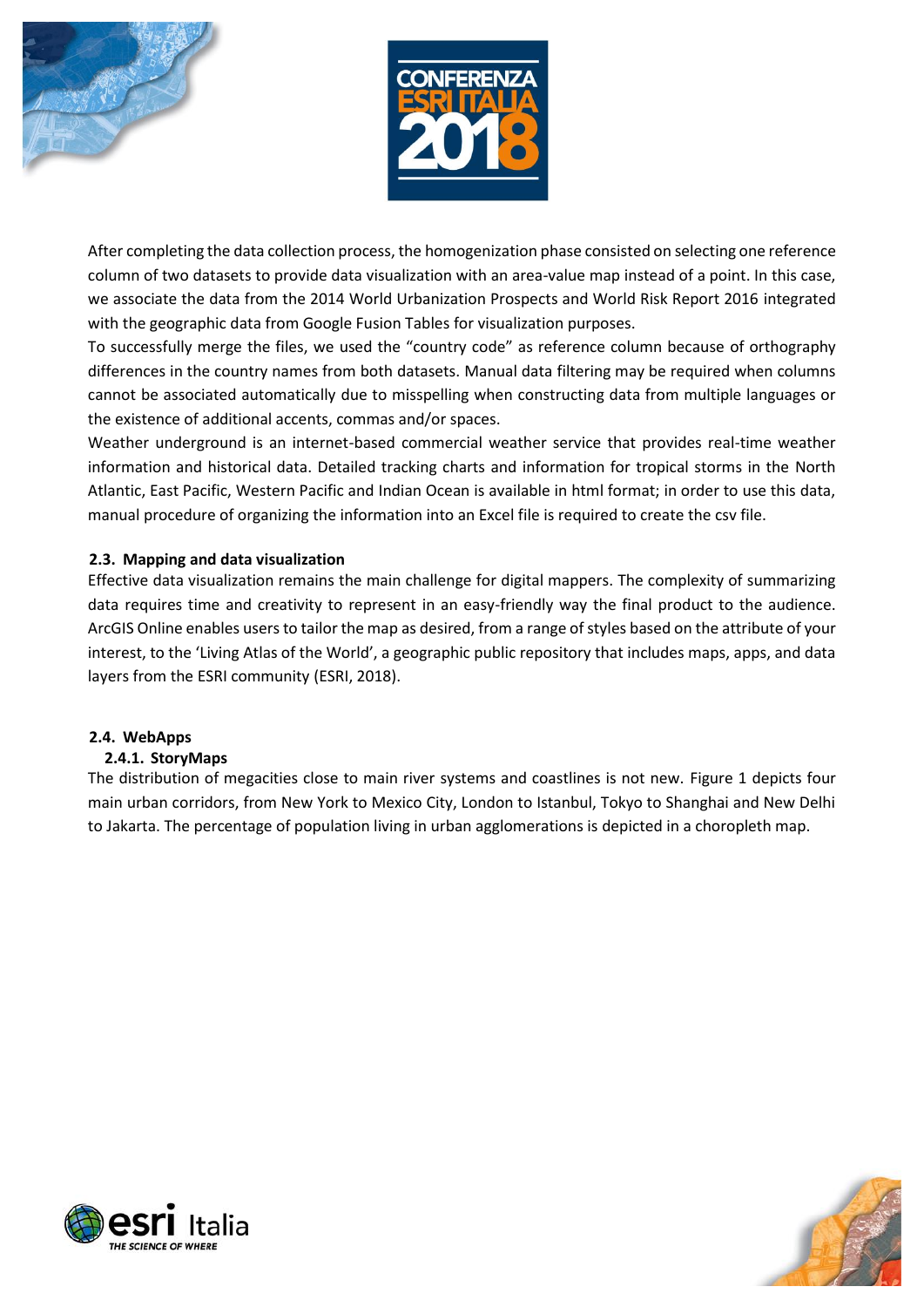After completing the data collection process, the homogenization phase consisted on selecting one reference column of two datasets to provide data visualization with an area-value map instead of a point. In this case, we associate the data from the 2014 World Urbanization Prospects and World Risk Report 2016 integrated with the geographic data from Google Fusion Tables for visualization purposes.

To successfully merge the files, we used the "country code" as reference column because of orthography differences in the country names from both datasets. Manual data filtering may be required when columns cannot be associated automatically due to misspelling when constructing data from multiple languages or the existence of additional accents, commas and/or spaces.

Weather underground is an internet-based commercial weather service that provides real-time weather information and historical data. Detailed tracking charts and information for tropical storms in the North Atlantic, East Pacific, Western Pacific and Indian Ocean is available in html format; in order to use this data, manual procedure of organizing the information into an Excel file is required to create the csv file.

## 2.3. Mapping and data visualization

Effective data visualization remains the main challenge for digital mappers. The complexity of summarizing data requires time and creativity to represent in an easy-friendly way the final product to the audience. ArcGIS Online enables users to tailor the map as desired, from a range of styles based on the attribute of your interest, to the 'Living Atlas of the World', a geographic public repository that includes maps, apps, and data layers from the ESRI community (ESRI, 2018).

## 2.4. WebApps

### 2.4.1. StoryMaps

The distribution of megacities close to main river systems and coastlines is not new. Figure 1 depicts four main urban corridors, from New York to Mexico City, London to Istanbul, Tokyo to Shanghai and New Delhi to Jakarta. The percentage of population living in urban agglomerations is depicted in a choropleth map.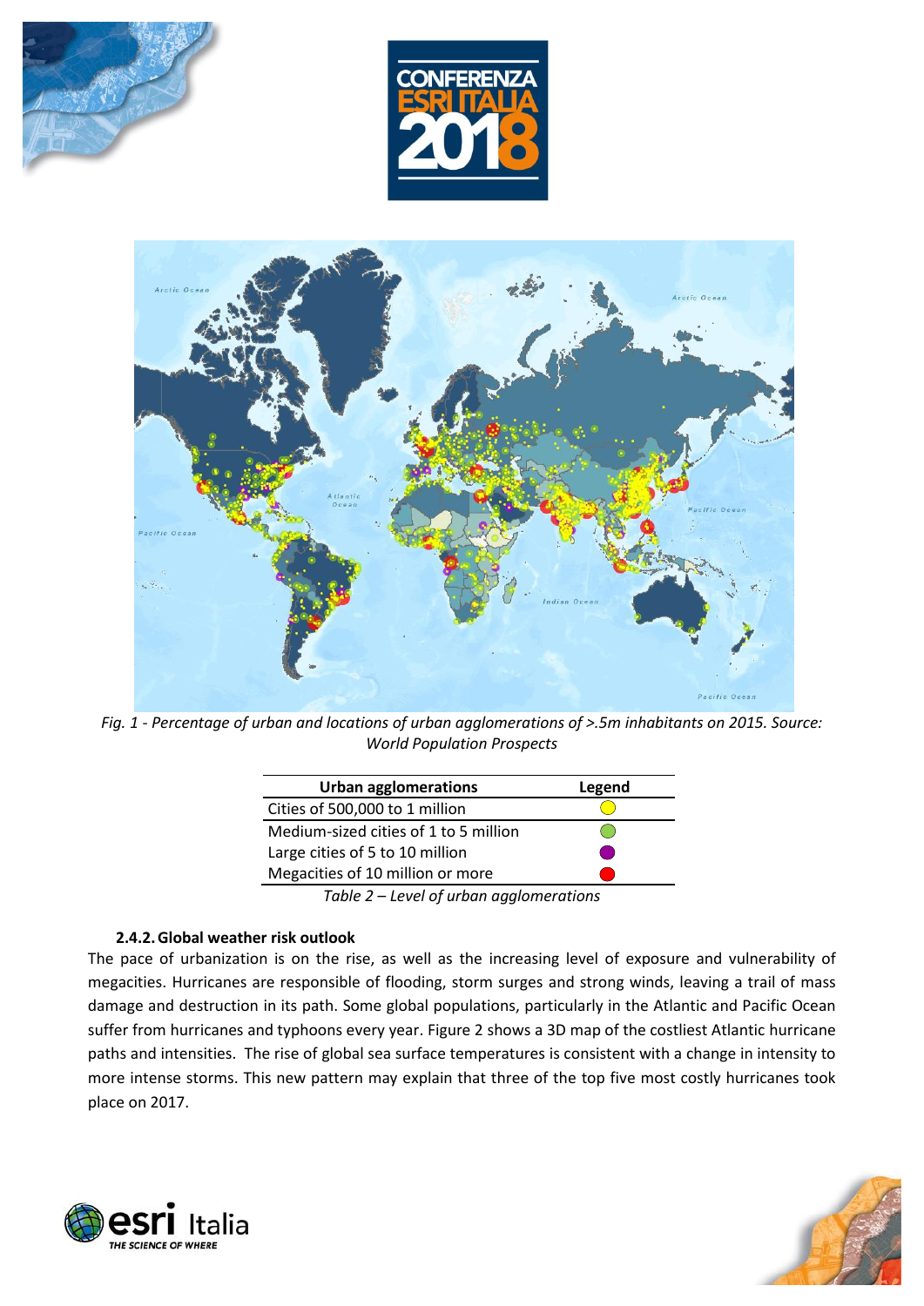Fig. 1 - Percentage of urban and locations of urban agglomerations of >.5m inhabitants on 2015. Source: World Population Prospects

| Urban agglomerations | Legend |
| --- | --- |
| Cities of 500,000 to 1 million | Yellow circle |
| Medium-sized cities of 1 to 5 million | Green circle |
| Large cities of 5 to 10 million | Purple circle |
| Megacities of 10 million or more | Red circle |

*Table 2 – Level of urban agglomerations*

### 2.4.2. Global weather risk outlook

The pace of urbanization is on the rise, as well as the increasing level of exposure and vulnerability of megacities. Hurricanes are responsible of flooding, storm surges and strong winds, leaving a trail of mass damage and destruction in its path. Some global populations, particularly in the Atlantic and Pacific Ocean suffer from hurricanes and typhoons every year. Figure 2 shows a 3D map of the costliest Atlantic hurricane paths and intensities. The rise of global sea surface temperatures is consistent with a change in intensity to more intense storms. This new pattern may explain that three of the top five most costly hurricanes took place on 2017.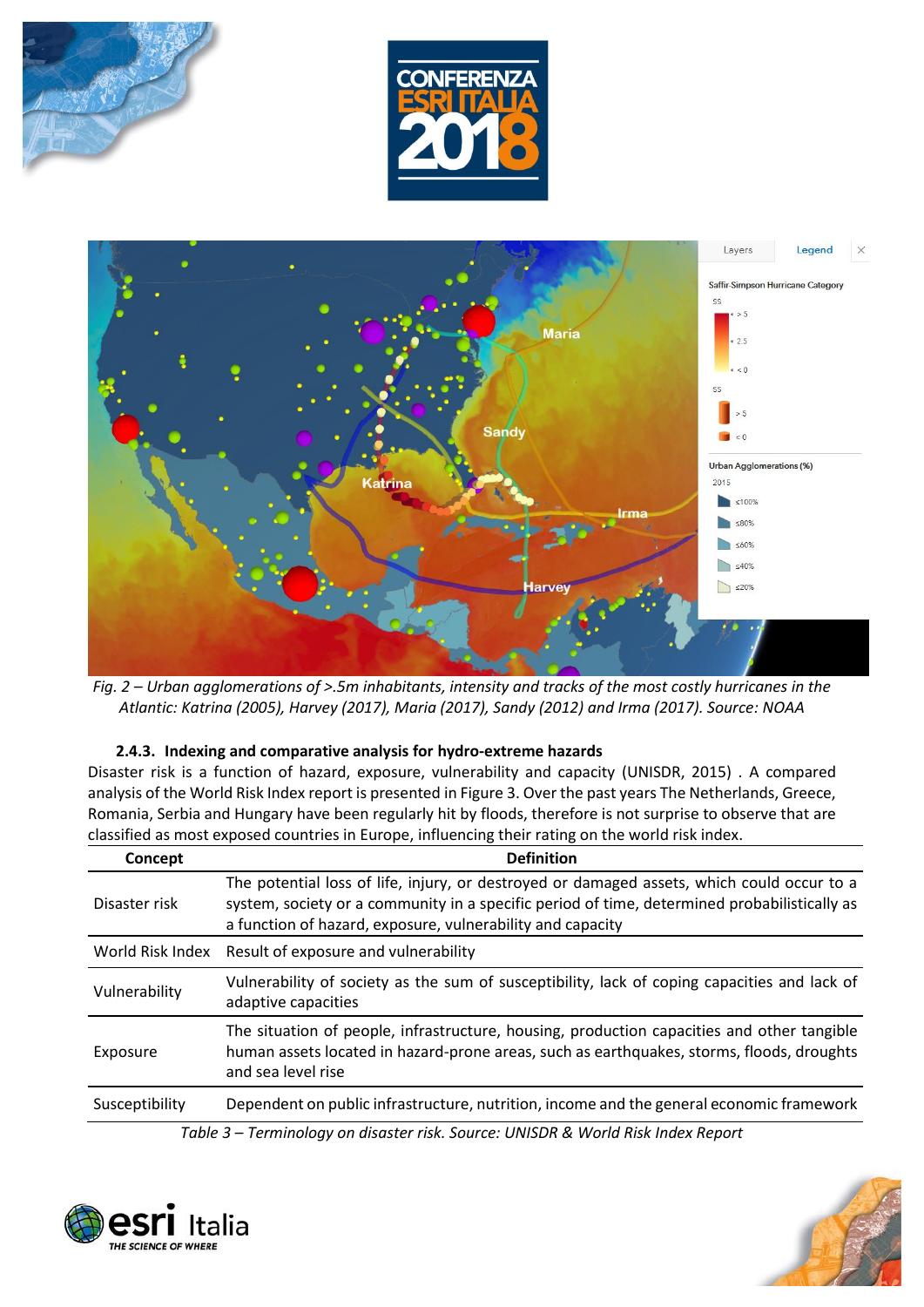*Fig. 2 – Urban agglomerations of >.5m inhabitants, intensity and tracks of the most costly hurricanes in the Atlantic: Katrina (2005), Harvey (2017), Maria (2017), Sandy (2012) and Irma (2017). Source: NOAA*

#### 2.4.3. Indexing and comparative analysis for hydro-extreme hazards

Disaster risk is a function of hazard, exposure, vulnerability and capacity (UNISDR, 2015) . A compared analysis of the World Risk Index report is presented in Figure 3. Over the past years The Netherlands, Greece, Romania, Serbia and Hungary have been regularly hit by floods, therefore is not surprise to observe that are classified as most exposed countries in Europe, influencing their rating on the world risk index.

| Concept | Definition |
|---|---|
| Disaster risk | The potential loss of life, injury, or destroyed or damaged assets, which could occur to a system, society or a community in a specific period of time, determined probabilistically as a function of hazard, exposure, vulnerability and capacity |
| World Risk Index | Result of exposure and vulnerability |
| Vulnerability | Vulnerability of society as the sum of susceptibility, lack of coping capacities and lack of adaptive capacities |
| Exposure | The situation of people, infrastructure, housing, production capacities and other tangible human assets located in hazard-prone areas, such as earthquakes, storms, floods, droughts and sea level rise |
| Susceptibility | Dependent on public infrastructure, nutrition, income and the general economic framework |

*Table 3 – Terminology on disaster risk. Source: UNISDR & World Risk Index Report*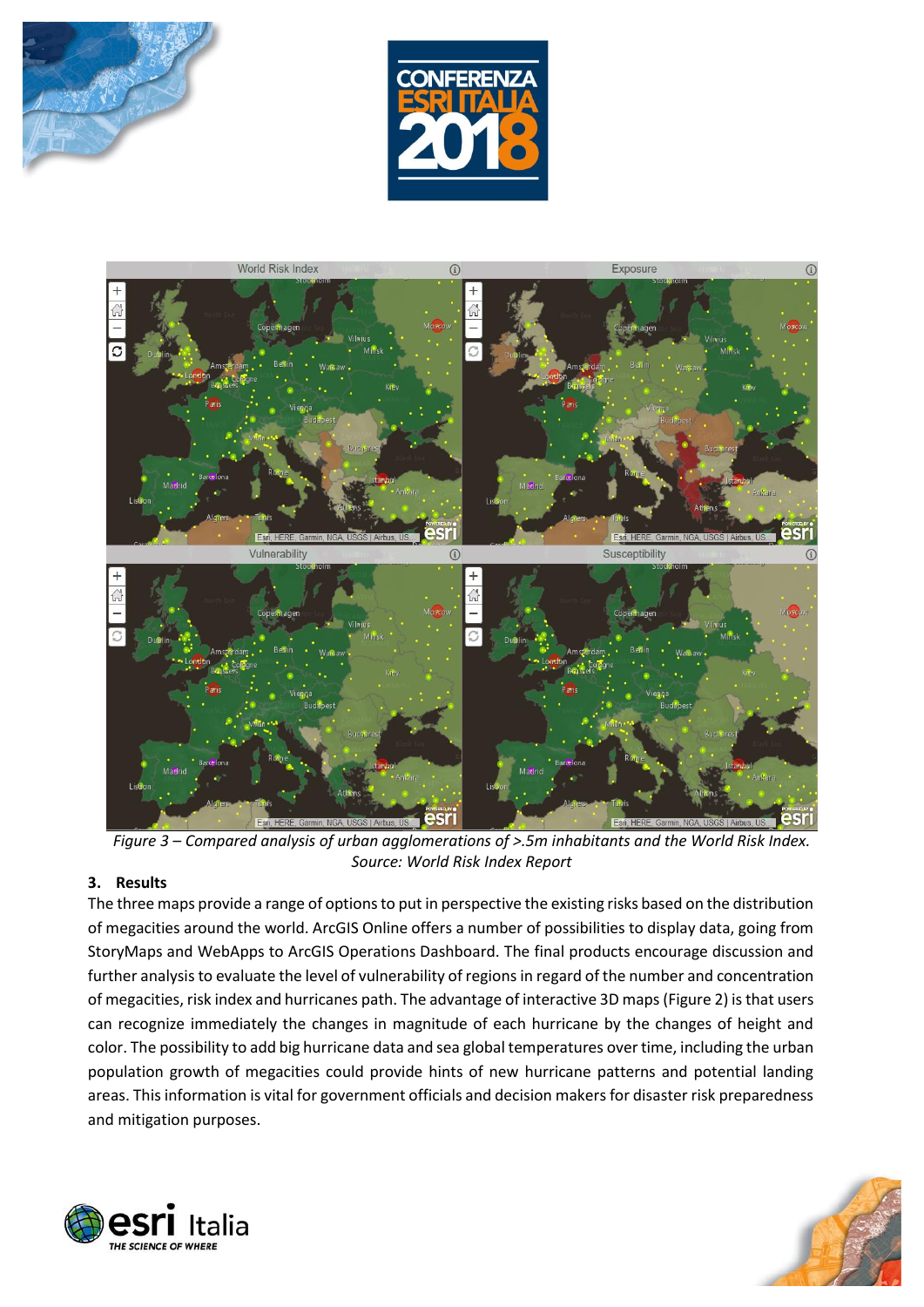*Figure 3 – Compared analysis of urban agglomerations of >.5m inhabitants and the World Risk Index. Source: World Risk Index Report*

## 3. Results

The three maps provide a range of options to put in perspective the existing risks based on the distribution of megacities around the world. ArcGIS Online offers a number of possibilities to display data, going from StoryMaps and WebApps to ArcGIS Operations Dashboard. The final products encourage discussion and further analysis to evaluate the level of vulnerability of regions in regard of the number and concentration of megacities, risk index and hurricanes path. The advantage of interactive 3D maps (Figure 2) is that users can recognize immediately the changes in magnitude of each hurricane by the changes of height and color. The possibility to add big hurricane data and sea global temperatures over time, including the urban population growth of megacities could provide hints of new hurricane patterns and potential landing areas. This information is vital for government officials and decision makers for disaster risk preparedness and mitigation purposes.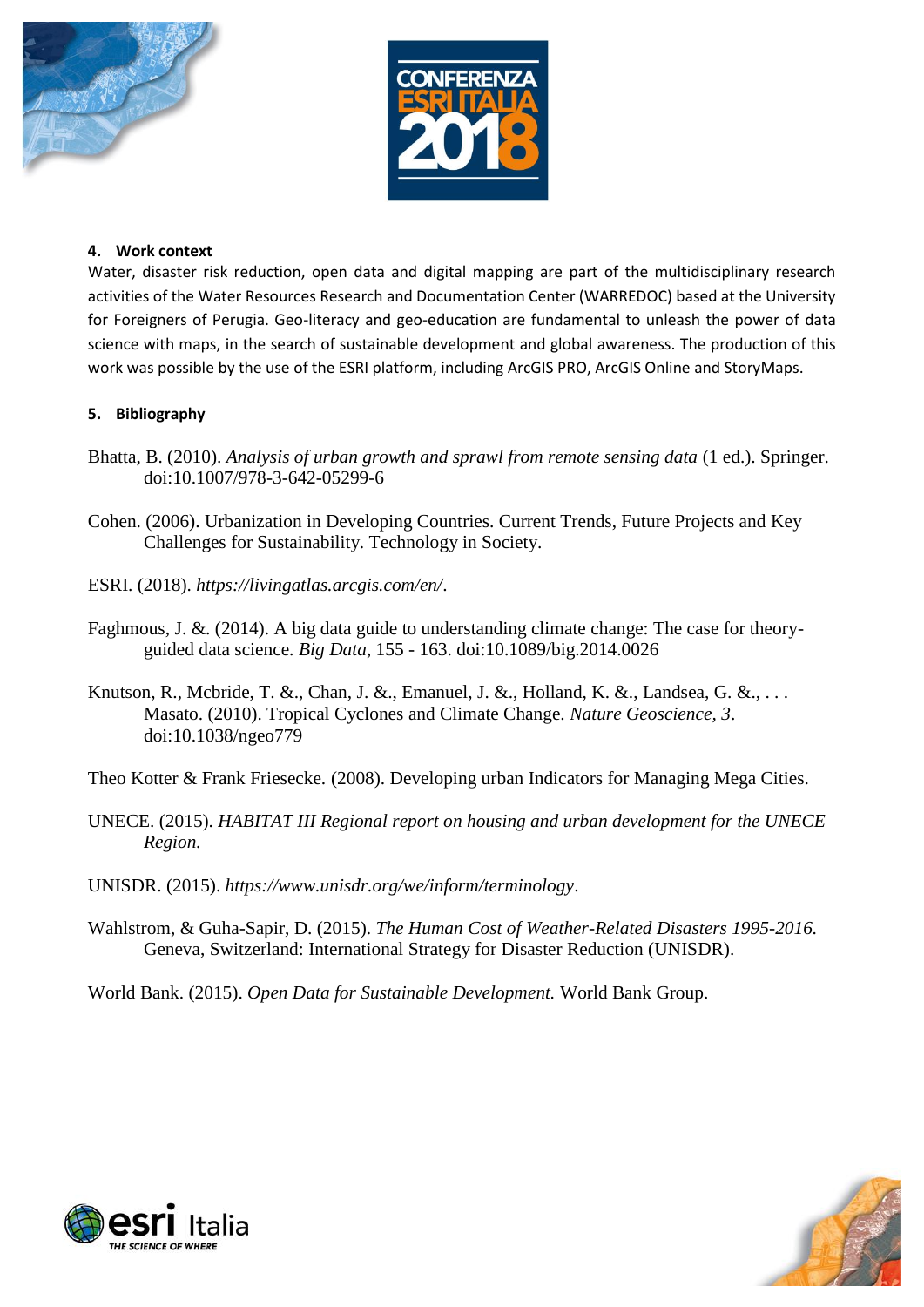## 4. Work context

Water, disaster risk reduction, open data and digital mapping are part of the multidisciplinary research activities of the Water Resources Research and Documentation Center (WARREDOC) based at the University for Foreigners of Perugia. Geo-literacy and geo-education are fundamental to unleash the power of data science with maps, in the search of sustainable development and global awareness. The production of this work was possible by the use of the ESRI platform, including ArcGIS PRO, ArcGIS Online and StoryMaps.

## 5. Bibliography

Bhatta, B. (2010). *Analysis of urban growth and sprawl from remote sensing data* (1 ed.). Springer. doi:10.1007/978-3-642-05299-6

Cohen. (2006). Urbanization in Developing Countries. Current Trends, Future Projects and Key Challenges for Sustainability. Technology in Society.

ESRI. (2018). *https://livingatlas.arcgis.com/en/*.

Faghmous, J. &. (2014). A big data guide to understanding climate change: The case for theory-guided data science. *Big Data*, 155 - 163. doi:10.1089/big.2014.0026

Knutson, R., Mcbride, T. &., Chan, J. &., Emanuel, J. &., Holland, K. &., Landsea, G. &., . . . Masato. (2010). Tropical Cyclones and Climate Change. *Nature Geoscience, 3*. doi:10.1038/ngeo779

Theo Kotter & Frank Friesecke. (2008). Developing urban Indicators for Managing Mega Cities.

UNECE. (2015). *HABITAT III Regional report on housing and urban development for the UNECE Region.*

UNISDR. (2015). *https://www.unisdr.org/we/inform/terminology*.

Wahlstrom, & Guha-Sapir, D. (2015). *The Human Cost of Weather-Related Disasters 1995-2016.* Geneva, Switzerland: International Strategy for Disaster Reduction (UNISDR).

World Bank. (2015). *Open Data for Sustainable Development.* World Bank Group.